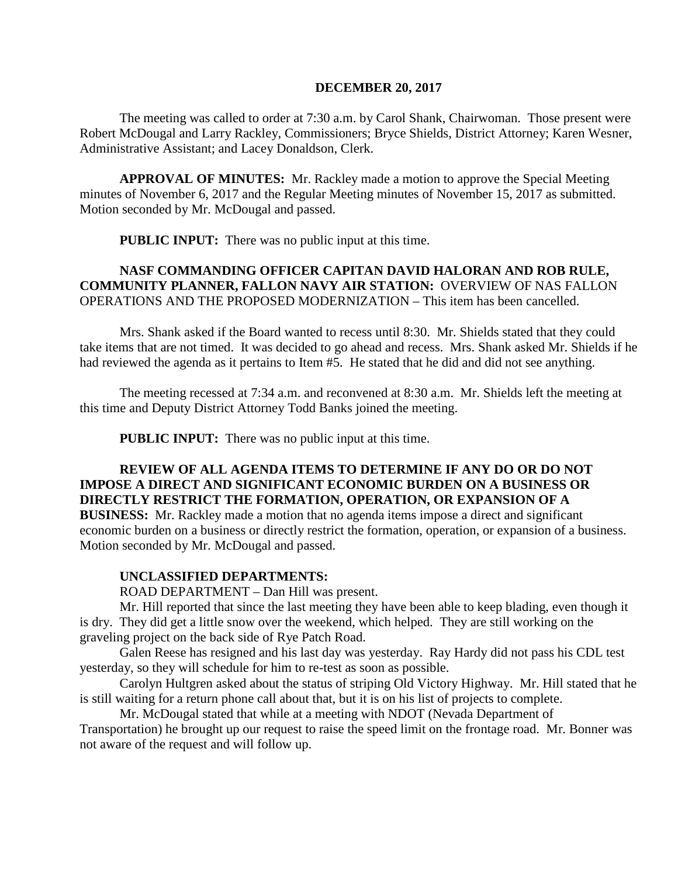**DECEMBER 20, 2017**

The meeting was called to order at 7:30 a.m. by Carol Shank, Chairwoman. Those present were Robert McDougal and Larry Rackley, Commissioners; Bryce Shields, District Attorney; Karen Wesner, Administrative Assistant; and Lacey Donaldson, Clerk.

**APPROVAL OF MINUTES:** Mr. Rackley made a motion to approve the Special Meeting minutes of November 6, 2017 and the Regular Meeting minutes of November 15, 2017 as submitted. Motion seconded by Mr. McDougal and passed.

**PUBLIC INPUT:** There was no public input at this time.

**NASF COMMANDING OFFICER CAPITAN DAVID HALORAN AND ROB RULE, COMMUNITY PLANNER, FALLON NAVY AIR STATION:** OVERVIEW OF NAS FALLON OPERATIONS AND THE PROPOSED MODERNIZATION – This item has been cancelled.

Mrs. Shank asked if the Board wanted to recess until 8:30. Mr. Shields stated that they could take items that are not timed. It was decided to go ahead and recess. Mrs. Shank asked Mr. Shields if he had reviewed the agenda as it pertains to Item #5. He stated that he did and did not see anything.

The meeting recessed at 7:34 a.m. and reconvened at 8:30 a.m. Mr. Shields left the meeting at this time and Deputy District Attorney Todd Banks joined the meeting.

**PUBLIC INPUT:** There was no public input at this time.

**REVIEW OF ALL AGENDA ITEMS TO DETERMINE IF ANY DO OR DO NOT IMPOSE A DIRECT AND SIGNIFICANT ECONOMIC BURDEN ON A BUSINESS OR DIRECTLY RESTRICT THE FORMATION, OPERATION, OR EXPANSION OF A BUSINESS:** Mr. Rackley made a motion that no agenda items impose a direct and significant economic burden on a business or directly restrict the formation, operation, or expansion of a business. Motion seconded by Mr. McDougal and passed.

**UNCLASSIFIED DEPARTMENTS:**

ROAD DEPARTMENT – Dan Hill was present.

Mr. Hill reported that since the last meeting they have been able to keep blading, even though it is dry. They did get a little snow over the weekend, which helped. They are still working on the graveling project on the back side of Rye Patch Road.

Galen Reese has resigned and his last day was yesterday. Ray Hardy did not pass his CDL test yesterday, so they will schedule for him to re-test as soon as possible.

Carolyn Hultgren asked about the status of striping Old Victory Highway. Mr. Hill stated that he is still waiting for a return phone call about that, but it is on his list of projects to complete.

Mr. McDougal stated that while at a meeting with NDOT (Nevada Department of Transportation) he brought up our request to raise the speed limit on the frontage road. Mr. Bonner was not aware of the request and will follow up.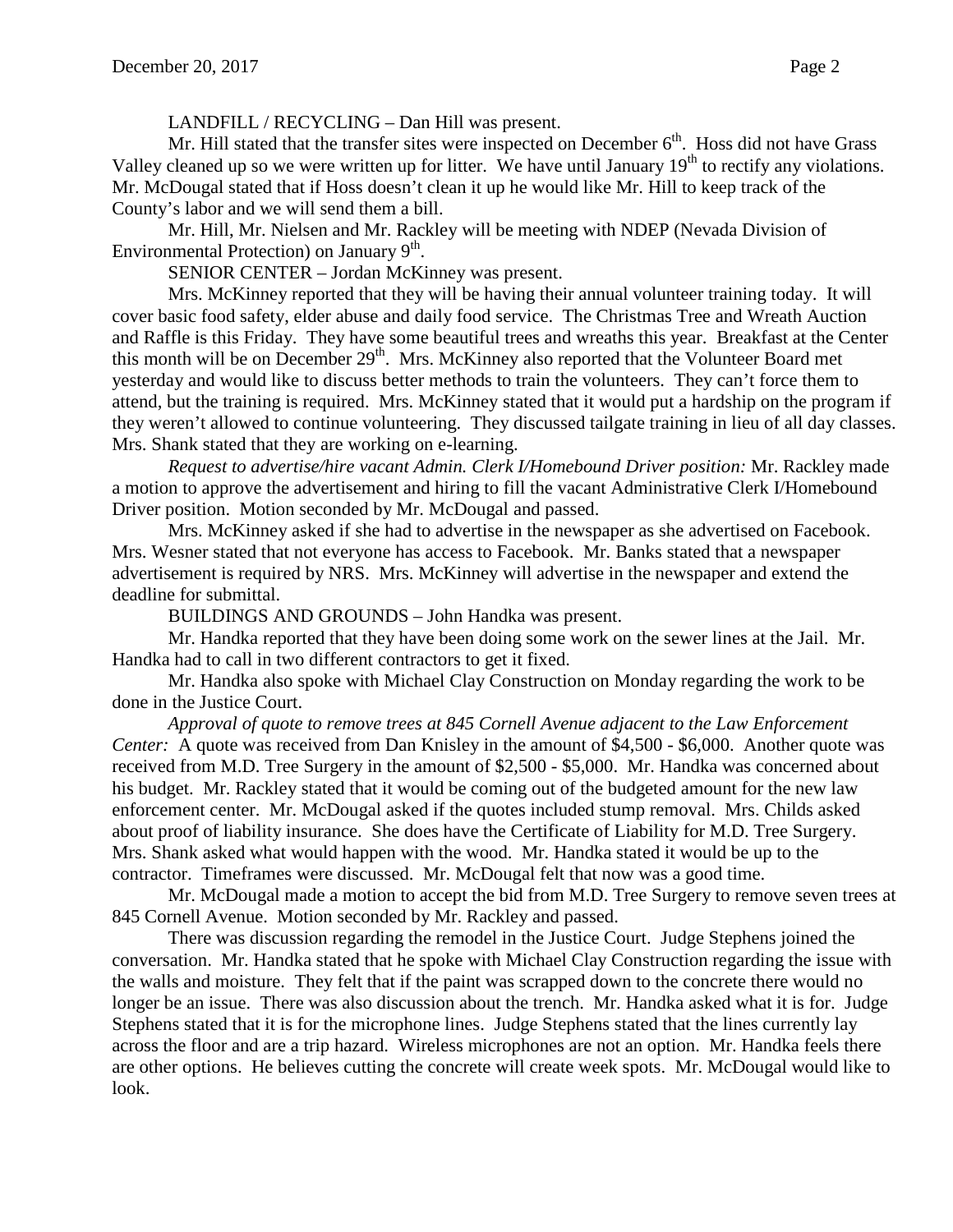LANDFILL / RECYCLING – Dan Hill was present.

Mr. Hill stated that the transfer sites were inspected on December 6th. Hoss did not have Grass Valley cleaned up so we were written up for litter. We have until January 19th to rectify any violations. Mr. McDougal stated that if Hoss doesn't clean it up he would like Mr. Hill to keep track of the County's labor and we will send them a bill.

Mr. Hill, Mr. Nielsen and Mr. Rackley will be meeting with NDEP (Nevada Division of Environmental Protection) on January 9th.

SENIOR CENTER – Jordan McKinney was present.

Mrs. McKinney reported that they will be having their annual volunteer training today. It will cover basic food safety, elder abuse and daily food service. The Christmas Tree and Wreath Auction and Raffle is this Friday. They have some beautiful trees and wreaths this year. Breakfast at the Center this month will be on December 29th. Mrs. McKinney also reported that the Volunteer Board met yesterday and would like to discuss better methods to train the volunteers. They can't force them to attend, but the training is required. Mrs. McKinney stated that it would put a hardship on the program if they weren't allowed to continue volunteering. They discussed tailgate training in lieu of all day classes. Mrs. Shank stated that they are working on e-learning.

*Request to advertise/hire vacant Admin. Clerk I/Homebound Driver position:* Mr. Rackley made a motion to approve the advertisement and hiring to fill the vacant Administrative Clerk I/Homebound Driver position. Motion seconded by Mr. McDougal and passed.

Mrs. McKinney asked if she had to advertise in the newspaper as she advertised on Facebook. Mrs. Wesner stated that not everyone has access to Facebook. Mr. Banks stated that a newspaper advertisement is required by NRS. Mrs. McKinney will advertise in the newspaper and extend the deadline for submittal.

BUILDINGS AND GROUNDS – John Handka was present.

Mr. Handka reported that they have been doing some work on the sewer lines at the Jail. Mr. Handka had to call in two different contractors to get it fixed.

Mr. Handka also spoke with Michael Clay Construction on Monday regarding the work to be done in the Justice Court.

*Approval of quote to remove trees at 845 Cornell Avenue adjacent to the Law Enforcement Center:* A quote was received from Dan Knisley in the amount of $4,500 - $6,000. Another quote was received from M.D. Tree Surgery in the amount of $2,500 - $5,000. Mr. Handka was concerned about his budget. Mr. Rackley stated that it would be coming out of the budgeted amount for the new law enforcement center. Mr. McDougal asked if the quotes included stump removal. Mrs. Childs asked about proof of liability insurance. She does have the Certificate of Liability for M.D. Tree Surgery. Mrs. Shank asked what would happen with the wood. Mr. Handka stated it would be up to the contractor. Timeframes were discussed. Mr. McDougal felt that now was a good time.

Mr. McDougal made a motion to accept the bid from M.D. Tree Surgery to remove seven trees at 845 Cornell Avenue. Motion seconded by Mr. Rackley and passed.

There was discussion regarding the remodel in the Justice Court. Judge Stephens joined the conversation. Mr. Handka stated that he spoke with Michael Clay Construction regarding the issue with the walls and moisture. They felt that if the paint was scrapped down to the concrete there would no longer be an issue. There was also discussion about the trench. Mr. Handka asked what it is for. Judge Stephens stated that it is for the microphone lines. Judge Stephens stated that the lines currently lay across the floor and are a trip hazard. Wireless microphones are not an option. Mr. Handka feels there are other options. He believes cutting the concrete will create week spots. Mr. McDougal would like to look.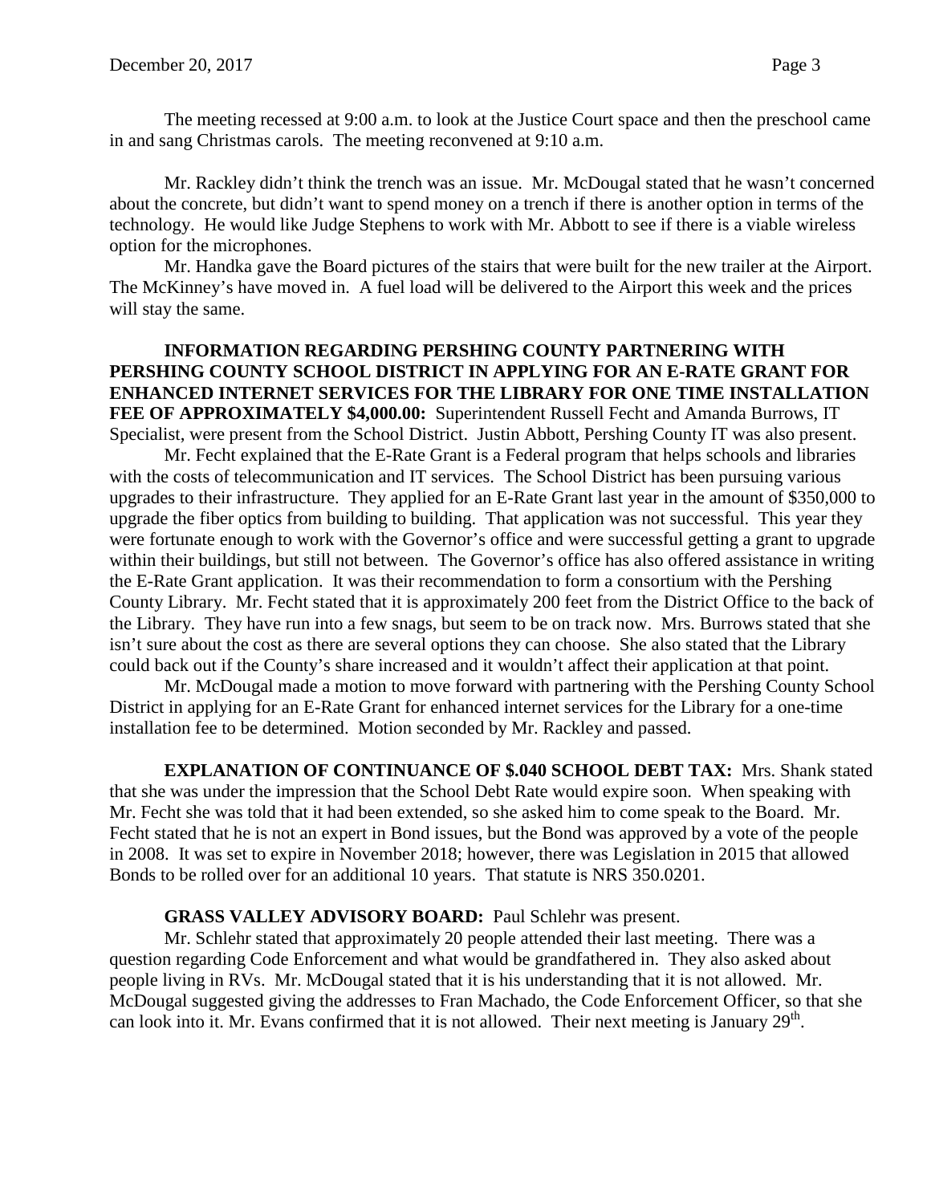The meeting recessed at 9:00 a.m. to look at the Justice Court space and then the preschool came in and sang Christmas carols. The meeting reconvened at 9:10 a.m.

Mr. Rackley didn't think the trench was an issue. Mr. McDougal stated that he wasn't concerned about the concrete, but didn't want to spend money on a trench if there is another option in terms of the technology. He would like Judge Stephens to work with Mr. Abbott to see if there is a viable wireless option for the microphones.

Mr. Handka gave the Board pictures of the stairs that were built for the new trailer at the Airport. The McKinney's have moved in. A fuel load will be delivered to the Airport this week and the prices will stay the same.

**INFORMATION REGARDING PERSHING COUNTY PARTNERING WITH PERSHING COUNTY SCHOOL DISTRICT IN APPLYING FOR AN E-RATE GRANT FOR ENHANCED INTERNET SERVICES FOR THE LIBRARY FOR ONE TIME INSTALLATION FEE OF APPROXIMATELY $4,000.00:** Superintendent Russell Fecht and Amanda Burrows, IT Specialist, were present from the School District. Justin Abbott, Pershing County IT was also present.

Mr. Fecht explained that the E-Rate Grant is a Federal program that helps schools and libraries with the costs of telecommunication and IT services. The School District has been pursuing various upgrades to their infrastructure. They applied for an E-Rate Grant last year in the amount of $350,000 to upgrade the fiber optics from building to building. That application was not successful. This year they were fortunate enough to work with the Governor's office and were successful getting a grant to upgrade within their buildings, but still not between. The Governor's office has also offered assistance in writing the E-Rate Grant application. It was their recommendation to form a consortium with the Pershing County Library. Mr. Fecht stated that it is approximately 200 feet from the District Office to the back of the Library. They have run into a few snags, but seem to be on track now. Mrs. Burrows stated that she isn't sure about the cost as there are several options they can choose. She also stated that the Library could back out if the County's share increased and it wouldn't affect their application at that point.

Mr. McDougal made a motion to move forward with partnering with the Pershing County School District in applying for an E-Rate Grant for enhanced internet services for the Library for a one-time installation fee to be determined. Motion seconded by Mr. Rackley and passed.

**EXPLANATION OF CONTINUANCE OF $.040 SCHOOL DEBT TAX:** Mrs. Shank stated that she was under the impression that the School Debt Rate would expire soon. When speaking with Mr. Fecht she was told that it had been extended, so she asked him to come speak to the Board. Mr. Fecht stated that he is not an expert in Bond issues, but the Bond was approved by a vote of the people in 2008. It was set to expire in November 2018; however, there was Legislation in 2015 that allowed Bonds to be rolled over for an additional 10 years. That statute is NRS 350.0201.

**GRASS VALLEY ADVISORY BOARD:** Paul Schlehr was present.

Mr. Schlehr stated that approximately 20 people attended their last meeting. There was a question regarding Code Enforcement and what would be grandfathered in. They also asked about people living in RVs. Mr. McDougal stated that it is his understanding that it is not allowed. Mr. McDougal suggested giving the addresses to Fran Machado, the Code Enforcement Officer, so that she can look into it. Mr. Evans confirmed that it is not allowed. Their next meeting is January 29th.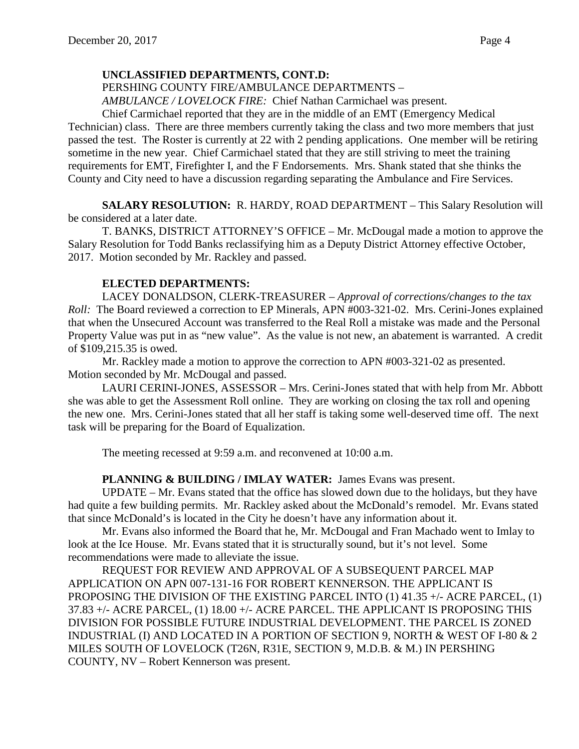**UNCLASSIFIED DEPARTMENTS, CONT.D:**

PERSHING COUNTY FIRE/AMBULANCE DEPARTMENTS –

*AMBULANCE / LOVELOCK FIRE:* Chief Nathan Carmichael was present.

Chief Carmichael reported that they are in the middle of an EMT (Emergency Medical Technician) class. There are three members currently taking the class and two more members that just passed the test. The Roster is currently at 22 with 2 pending applications. One member will be retiring sometime in the new year. Chief Carmichael stated that they are still striving to meet the training requirements for EMT, Firefighter I, and the F Endorsements. Mrs. Shank stated that she thinks the County and City need to have a discussion regarding separating the Ambulance and Fire Services.

**SALARY RESOLUTION:** R. HARDY, ROAD DEPARTMENT – This Salary Resolution will be considered at a later date.

T. BANKS, DISTRICT ATTORNEY'S OFFICE – Mr. McDougal made a motion to approve the Salary Resolution for Todd Banks reclassifying him as a Deputy District Attorney effective October, 2017. Motion seconded by Mr. Rackley and passed.

**ELECTED DEPARTMENTS:**

LACEY DONALDSON, CLERK-TREASURER – *Approval of corrections/changes to the tax Roll:* The Board reviewed a correction to EP Minerals, APN #003-321-02. Mrs. Cerini-Jones explained that when the Unsecured Account was transferred to the Real Roll a mistake was made and the Personal Property Value was put in as "new value". As the value is not new, an abatement is warranted. A credit of $109,215.35 is owed.

Mr. Rackley made a motion to approve the correction to APN #003-321-02 as presented. Motion seconded by Mr. McDougal and passed.

LAURI CERINI-JONES, ASSESSOR – Mrs. Cerini-Jones stated that with help from Mr. Abbott she was able to get the Assessment Roll online. They are working on closing the tax roll and opening the new one. Mrs. Cerini-Jones stated that all her staff is taking some well-deserved time off. The next task will be preparing for the Board of Equalization.

The meeting recessed at 9:59 a.m. and reconvened at 10:00 a.m.

**PLANNING & BUILDING / IMLAY WATER:** James Evans was present.

UPDATE – Mr. Evans stated that the office has slowed down due to the holidays, but they have had quite a few building permits. Mr. Rackley asked about the McDonald's remodel. Mr. Evans stated that since McDonald's is located in the City he doesn't have any information about it.

Mr. Evans also informed the Board that he, Mr. McDougal and Fran Machado went to Imlay to look at the Ice House. Mr. Evans stated that it is structurally sound, but it's not level. Some recommendations were made to alleviate the issue.

REQUEST FOR REVIEW AND APPROVAL OF A SUBSEQUENT PARCEL MAP APPLICATION ON APN 007-131-16 FOR ROBERT KENNERSON. THE APPLICANT IS PROPOSING THE DIVISION OF THE EXISTING PARCEL INTO (1) 41.35 +/- ACRE PARCEL, (1) 37.83 +/- ACRE PARCEL, (1) 18.00 +/- ACRE PARCEL. THE APPLICANT IS PROPOSING THIS DIVISION FOR POSSIBLE FUTURE INDUSTRIAL DEVELOPMENT. THE PARCEL IS ZONED INDUSTRIAL (I) AND LOCATED IN A PORTION OF SECTION 9, NORTH & WEST OF I-80 & 2 MILES SOUTH OF LOVELOCK (T26N, R31E, SECTION 9, M.D.B. & M.) IN PERSHING COUNTY, NV – Robert Kennerson was present.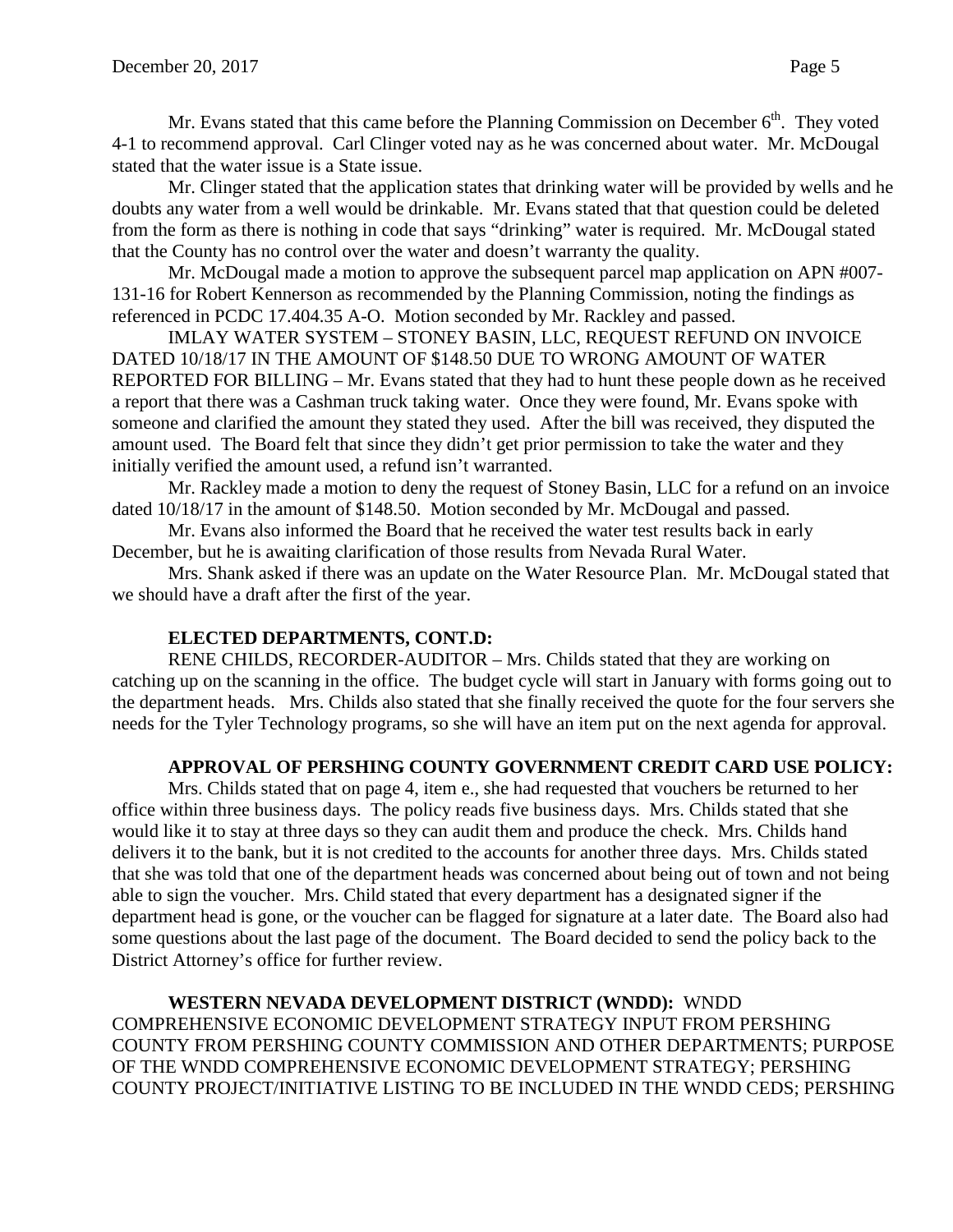Mr. Evans stated that this came before the Planning Commission on December 6th. They voted 4-1 to recommend approval. Carl Clinger voted nay as he was concerned about water. Mr. McDougal stated that the water issue is a State issue.

Mr. Clinger stated that the application states that drinking water will be provided by wells and he doubts any water from a well would be drinkable. Mr. Evans stated that that question could be deleted from the form as there is nothing in code that says "drinking" water is required. Mr. McDougal stated that the County has no control over the water and doesn't warranty the quality.

Mr. McDougal made a motion to approve the subsequent parcel map application on APN #007-131-16 for Robert Kennerson as recommended by the Planning Commission, noting the findings as referenced in PCDC 17.404.35 A-O. Motion seconded by Mr. Rackley and passed.

IMLAY WATER SYSTEM – STONEY BASIN, LLC, REQUEST REFUND ON INVOICE DATED 10/18/17 IN THE AMOUNT OF $148.50 DUE TO WRONG AMOUNT OF WATER REPORTED FOR BILLING – Mr. Evans stated that they had to hunt these people down as he received a report that there was a Cashman truck taking water. Once they were found, Mr. Evans spoke with someone and clarified the amount they stated they used. After the bill was received, they disputed the amount used. The Board felt that since they didn't get prior permission to take the water and they initially verified the amount used, a refund isn't warranted.

Mr. Rackley made a motion to deny the request of Stoney Basin, LLC for a refund on an invoice dated 10/18/17 in the amount of $148.50. Motion seconded by Mr. McDougal and passed.

Mr. Evans also informed the Board that he received the water test results back in early December, but he is awaiting clarification of those results from Nevada Rural Water.

Mrs. Shank asked if there was an update on the Water Resource Plan. Mr. McDougal stated that we should have a draft after the first of the year.

**ELECTED DEPARTMENTS, CONT.D:**

RENE CHILDS, RECORDER-AUDITOR – Mrs. Childs stated that they are working on catching up on the scanning in the office. The budget cycle will start in January with forms going out to the department heads. Mrs. Childs also stated that she finally received the quote for the four servers she needs for the Tyler Technology programs, so she will have an item put on the next agenda for approval.

**APPROVAL OF PERSHING COUNTY GOVERNMENT CREDIT CARD USE POLICY:**

Mrs. Childs stated that on page 4, item e., she had requested that vouchers be returned to her office within three business days. The policy reads five business days. Mrs. Childs stated that she would like it to stay at three days so they can audit them and produce the check. Mrs. Childs hand delivers it to the bank, but it is not credited to the accounts for another three days. Mrs. Childs stated that she was told that one of the department heads was concerned about being out of town and not being able to sign the voucher. Mrs. Child stated that every department has a designated signer if the department head is gone, or the voucher can be flagged for signature at a later date. The Board also had some questions about the last page of the document. The Board decided to send the policy back to the District Attorney's office for further review.

**WESTERN NEVADA DEVELOPMENT DISTRICT (WNDD):** WNDD COMPREHENSIVE ECONOMIC DEVELOPMENT STRATEGY INPUT FROM PERSHING COUNTY FROM PERSHING COUNTY COMMISSION AND OTHER DEPARTMENTS; PURPOSE OF THE WNDD COMPREHENSIVE ECONOMIC DEVELOPMENT STRATEGY; PERSHING COUNTY PROJECT/INITIATIVE LISTING TO BE INCLUDED IN THE WNDD CEDS; PERSHING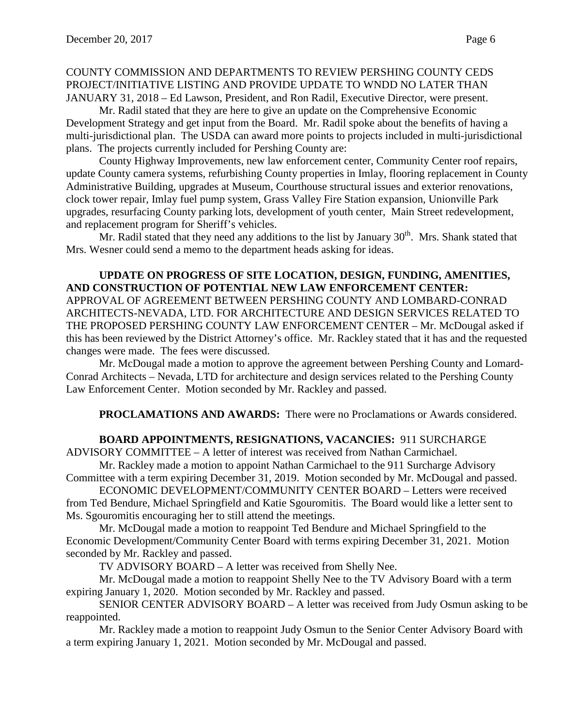COUNTY COMMISSION AND DEPARTMENTS TO REVIEW PERSHING COUNTY CEDS PROJECT/INITIATIVE LISTING AND PROVIDE UPDATE TO WNDD NO LATER THAN JANUARY 31, 2018 – Ed Lawson, President, and Ron Radil, Executive Director, were present.

Mr. Radil stated that they are here to give an update on the Comprehensive Economic Development Strategy and get input from the Board. Mr. Radil spoke about the benefits of having a multi-jurisdictional plan. The USDA can award more points to projects included in multi-jurisdictional plans. The projects currently included for Pershing County are:

County Highway Improvements, new law enforcement center, Community Center roof repairs, update County camera systems, refurbishing County properties in Imlay, flooring replacement in County Administrative Building, upgrades at Museum, Courthouse structural issues and exterior renovations, clock tower repair, Imlay fuel pump system, Grass Valley Fire Station expansion, Unionville Park upgrades, resurfacing County parking lots, development of youth center, Main Street redevelopment, and replacement program for Sheriff's vehicles.

Mr. Radil stated that they need any additions to the list by January 30th. Mrs. Shank stated that Mrs. Wesner could send a memo to the department heads asking for ideas.

**UPDATE ON PROGRESS OF SITE LOCATION, DESIGN, FUNDING, AMENITIES, AND CONSTRUCTION OF POTENTIAL NEW LAW ENFORCEMENT CENTER:** APPROVAL OF AGREEMENT BETWEEN PERSHING COUNTY AND LOMBARD-CONRAD ARCHITECTS-NEVADA, LTD. FOR ARCHITECTURE AND DESIGN SERVICES RELATED TO THE PROPOSED PERSHING COUNTY LAW ENFORCEMENT CENTER – Mr. McDougal asked if this has been reviewed by the District Attorney's office. Mr. Rackley stated that it has and the requested changes were made. The fees were discussed.

Mr. McDougal made a motion to approve the agreement between Pershing County and Lomard-Conrad Architects – Nevada, LTD for architecture and design services related to the Pershing County Law Enforcement Center. Motion seconded by Mr. Rackley and passed.

**PROCLAMATIONS AND AWARDS:** There were no Proclamations or Awards considered.

**BOARD APPOINTMENTS, RESIGNATIONS, VACANCIES:** 911 SURCHARGE ADVISORY COMMITTEE – A letter of interest was received from Nathan Carmichael.

Mr. Rackley made a motion to appoint Nathan Carmichael to the 911 Surcharge Advisory Committee with a term expiring December 31, 2019. Motion seconded by Mr. McDougal and passed.

ECONOMIC DEVELOPMENT/COMMUNITY CENTER BOARD – Letters were received from Ted Bendure, Michael Springfield and Katie Sgouromitis. The Board would like a letter sent to Ms. Sgouromitis encouraging her to still attend the meetings.

Mr. McDougal made a motion to reappoint Ted Bendure and Michael Springfield to the Economic Development/Community Center Board with terms expiring December 31, 2021. Motion seconded by Mr. Rackley and passed.

TV ADVISORY BOARD – A letter was received from Shelly Nee.

Mr. McDougal made a motion to reappoint Shelly Nee to the TV Advisory Board with a term expiring January 1, 2020. Motion seconded by Mr. Rackley and passed.

SENIOR CENTER ADVISORY BOARD – A letter was received from Judy Osmun asking to be reappointed.

Mr. Rackley made a motion to reappoint Judy Osmun to the Senior Center Advisory Board with a term expiring January 1, 2021. Motion seconded by Mr. McDougal and passed.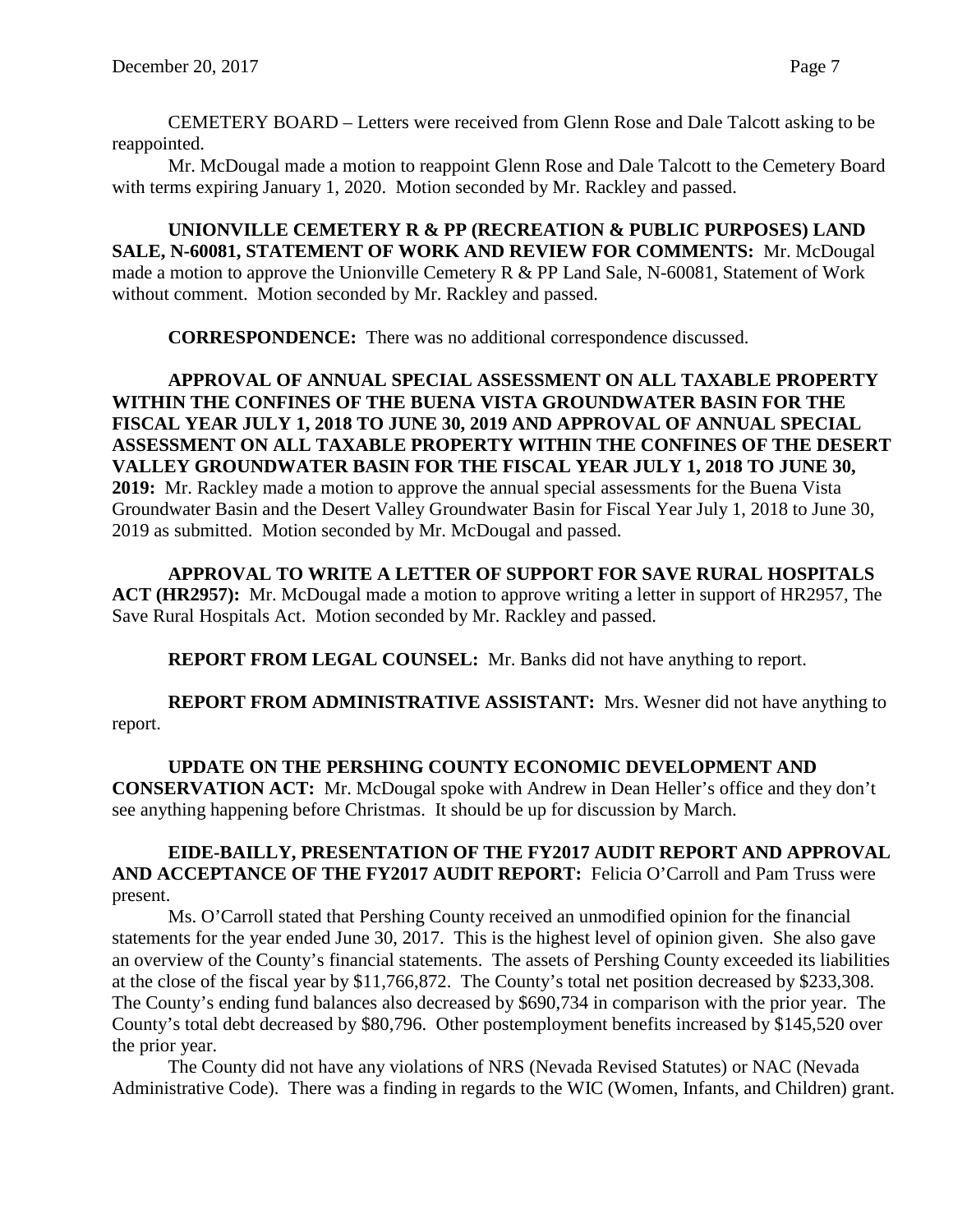CEMETERY BOARD – Letters were received from Glenn Rose and Dale Talcott asking to be reappointed.

Mr. McDougal made a motion to reappoint Glenn Rose and Dale Talcott to the Cemetery Board with terms expiring January 1, 2020. Motion seconded by Mr. Rackley and passed.

**UNIONVILLE CEMETERY R & PP (RECREATION & PUBLIC PURPOSES) LAND SALE, N-60081, STATEMENT OF WORK AND REVIEW FOR COMMENTS:** Mr. McDougal made a motion to approve the Unionville Cemetery R & PP Land Sale, N-60081, Statement of Work without comment. Motion seconded by Mr. Rackley and passed.

**CORRESPONDENCE:** There was no additional correspondence discussed.

**APPROVAL OF ANNUAL SPECIAL ASSESSMENT ON ALL TAXABLE PROPERTY WITHIN THE CONFINES OF THE BUENA VISTA GROUNDWATER BASIN FOR THE FISCAL YEAR JULY 1, 2018 TO JUNE 30, 2019 AND APPROVAL OF ANNUAL SPECIAL ASSESSMENT ON ALL TAXABLE PROPERTY WITHIN THE CONFINES OF THE DESERT VALLEY GROUNDWATER BASIN FOR THE FISCAL YEAR JULY 1, 2018 TO JUNE 30, 2019:** Mr. Rackley made a motion to approve the annual special assessments for the Buena Vista Groundwater Basin and the Desert Valley Groundwater Basin for Fiscal Year July 1, 2018 to June 30, 2019 as submitted. Motion seconded by Mr. McDougal and passed.

**APPROVAL TO WRITE A LETTER OF SUPPORT FOR SAVE RURAL HOSPITALS ACT (HR2957):** Mr. McDougal made a motion to approve writing a letter in support of HR2957, The Save Rural Hospitals Act. Motion seconded by Mr. Rackley and passed.

**REPORT FROM LEGAL COUNSEL:** Mr. Banks did not have anything to report.

**REPORT FROM ADMINISTRATIVE ASSISTANT:** Mrs. Wesner did not have anything to report.

**UPDATE ON THE PERSHING COUNTY ECONOMIC DEVELOPMENT AND CONSERVATION ACT:** Mr. McDougal spoke with Andrew in Dean Heller's office and they don't see anything happening before Christmas. It should be up for discussion by March.

**EIDE-BAILLY, PRESENTATION OF THE FY2017 AUDIT REPORT AND APPROVAL AND ACCEPTANCE OF THE FY2017 AUDIT REPORT:** Felicia O'Carroll and Pam Truss were present.

Ms. O'Carroll stated that Pershing County received an unmodified opinion for the financial statements for the year ended June 30, 2017. This is the highest level of opinion given. She also gave an overview of the County's financial statements. The assets of Pershing County exceeded its liabilities at the close of the fiscal year by $11,766,872. The County's total net position decreased by $233,308. The County's ending fund balances also decreased by $690,734 in comparison with the prior year. The County's total debt decreased by $80,796. Other postemployment benefits increased by $145,520 over the prior year.

The County did not have any violations of NRS (Nevada Revised Statutes) or NAC (Nevada Administrative Code). There was a finding in regards to the WIC (Women, Infants, and Children) grant.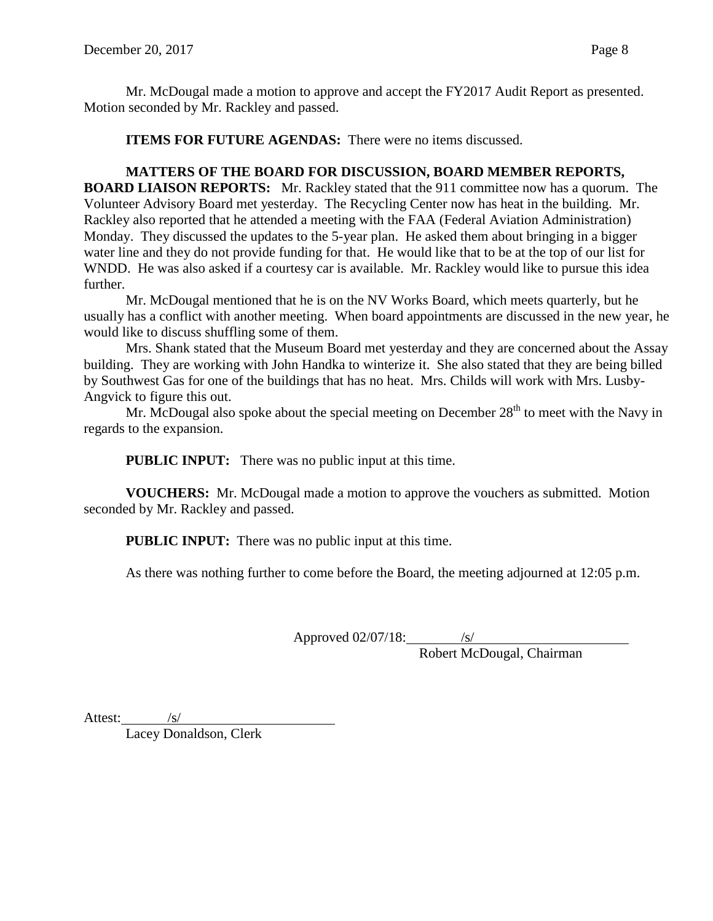Mr. McDougal made a motion to approve and accept the FY2017 Audit Report as presented. Motion seconded by Mr. Rackley and passed.

**ITEMS FOR FUTURE AGENDAS:** There were no items discussed.

**MATTERS OF THE BOARD FOR DISCUSSION, BOARD MEMBER REPORTS, BOARD LIAISON REPORTS:** Mr. Rackley stated that the 911 committee now has a quorum. The Volunteer Advisory Board met yesterday. The Recycling Center now has heat in the building. Mr. Rackley also reported that he attended a meeting with the FAA (Federal Aviation Administration) Monday. They discussed the updates to the 5-year plan. He asked them about bringing in a bigger water line and they do not provide funding for that. He would like that to be at the top of our list for WNDD. He was also asked if a courtesy car is available. Mr. Rackley would like to pursue this idea further.

Mr. McDougal mentioned that he is on the NV Works Board, which meets quarterly, but he usually has a conflict with another meeting. When board appointments are discussed in the new year, he would like to discuss shuffling some of them.

Mrs. Shank stated that the Museum Board met yesterday and they are concerned about the Assay building. They are working with John Handka to winterize it. She also stated that they are being billed by Southwest Gas for one of the buildings that has no heat. Mrs. Childs will work with Mrs. Lusby-Angvick to figure this out.

Mr. McDougal also spoke about the special meeting on December 28th to meet with the Navy in regards to the expansion.

**PUBLIC INPUT:** There was no public input at this time.

**VOUCHERS:** Mr. McDougal made a motion to approve the vouchers as submitted. Motion seconded by Mr. Rackley and passed.

**PUBLIC INPUT:** There was no public input at this time.

As there was nothing further to come before the Board, the meeting adjourned at 12:05 p.m.

Approved 02/07/18: /s/
Robert McDougal, Chairman

Attest: /s/
Lacey Donaldson, Clerk